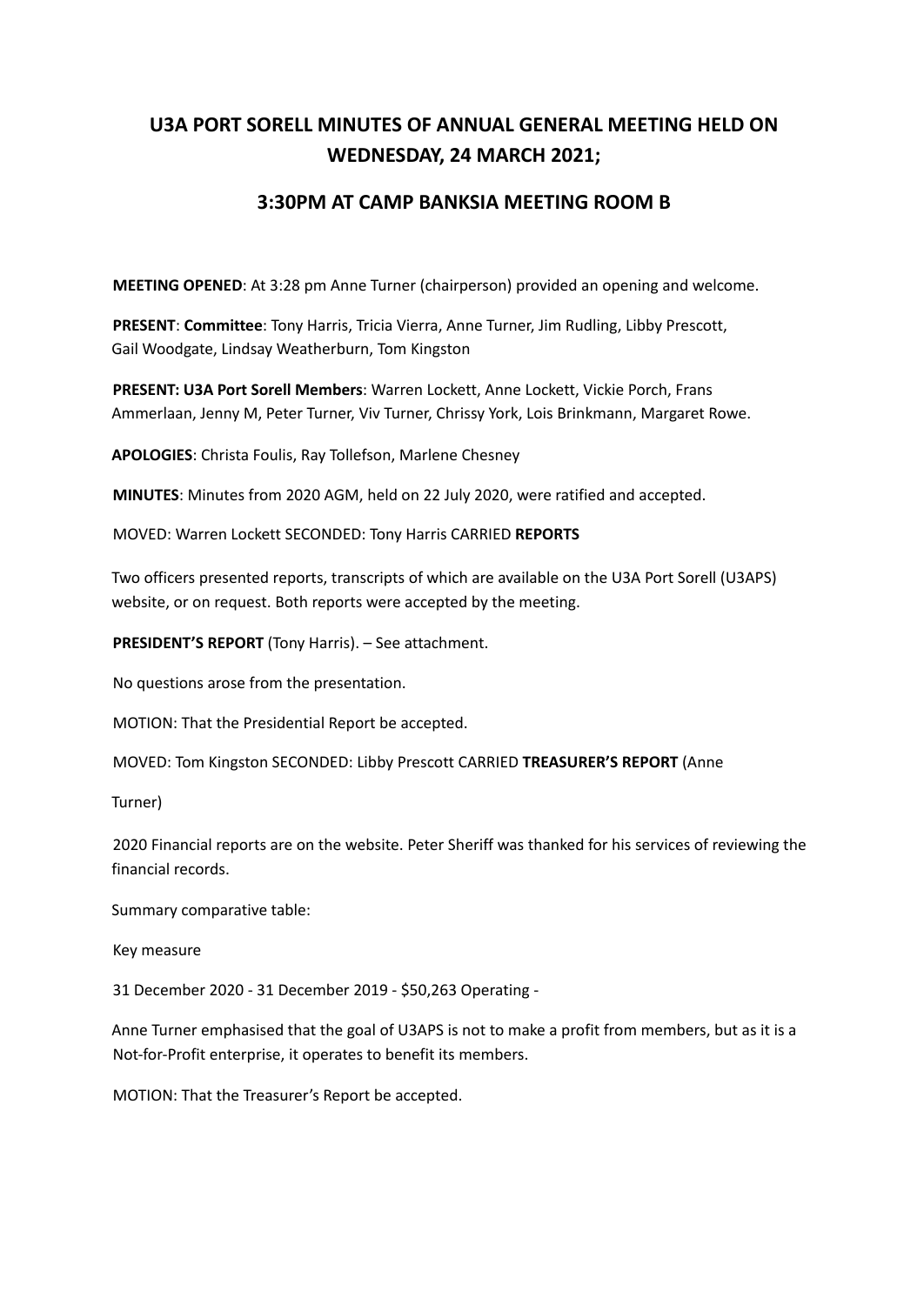# U3A PORT SORELL MINUTES OF ANNUAL GENERAL MEETING HELD ON WEDNESDAY, 24 MARCH 2021;

## 3:30PM AT CAMP BANKSIA MEETING ROOM B

**MEETING OPENED**: At 3:28 pm Anne Turner (chairperson) provided an opening and welcome.

**PRESENT**: **Committee**: Tony Harris, Tricia Vierra, Anne Turner, Jim Rudling, Libby Prescott, Gail Woodgate, Lindsay Weatherburn, Tom Kingston

**PRESENT: U3A Port Sorell Members**: Warren Lockett, Anne Lockett, Vickie Porch, Frans Ammerlaan, Jenny M, Peter Turner, Viv Turner, Chrissy York, Lois Brinkmann, Margaret Rowe.

**APOLOGIES**: Christa Foulis, Ray Tollefson, Marlene Chesney

**MINUTES**: Minutes from 2020 AGM, held on 22 July 2020, were ratified and accepted.

MOVED: Warren Lockett SECONDED: Tony Harris CARRIED **REPORTS**

Two officers presented reports, transcripts of which are available on the U3A Port Sorell (U3APS) website, or on request. Both reports were accepted by the meeting.

**PRESIDENT'S REPORT** (Tony Harris). – See attachment.

No questions arose from the presentation.

MOTION: That the Presidential Report be accepted.

MOVED: Tom Kingston SECONDED: Libby Prescott CARRIED **TREASURER'S REPORT** (Anne

Turner)

2020 Financial reports are on the website. Peter Sheriff was thanked for his services of reviewing the financial records.

Summary comparative table:

Key measure

31 December 2020 - 31 December 2019 - $50,263 Operating -

Anne Turner emphasised that the goal of U3APS is not to make a profit from members, but as it is a Not-for-Profit enterprise, it operates to benefit its members.

MOTION: That the Treasurer's Report be accepted.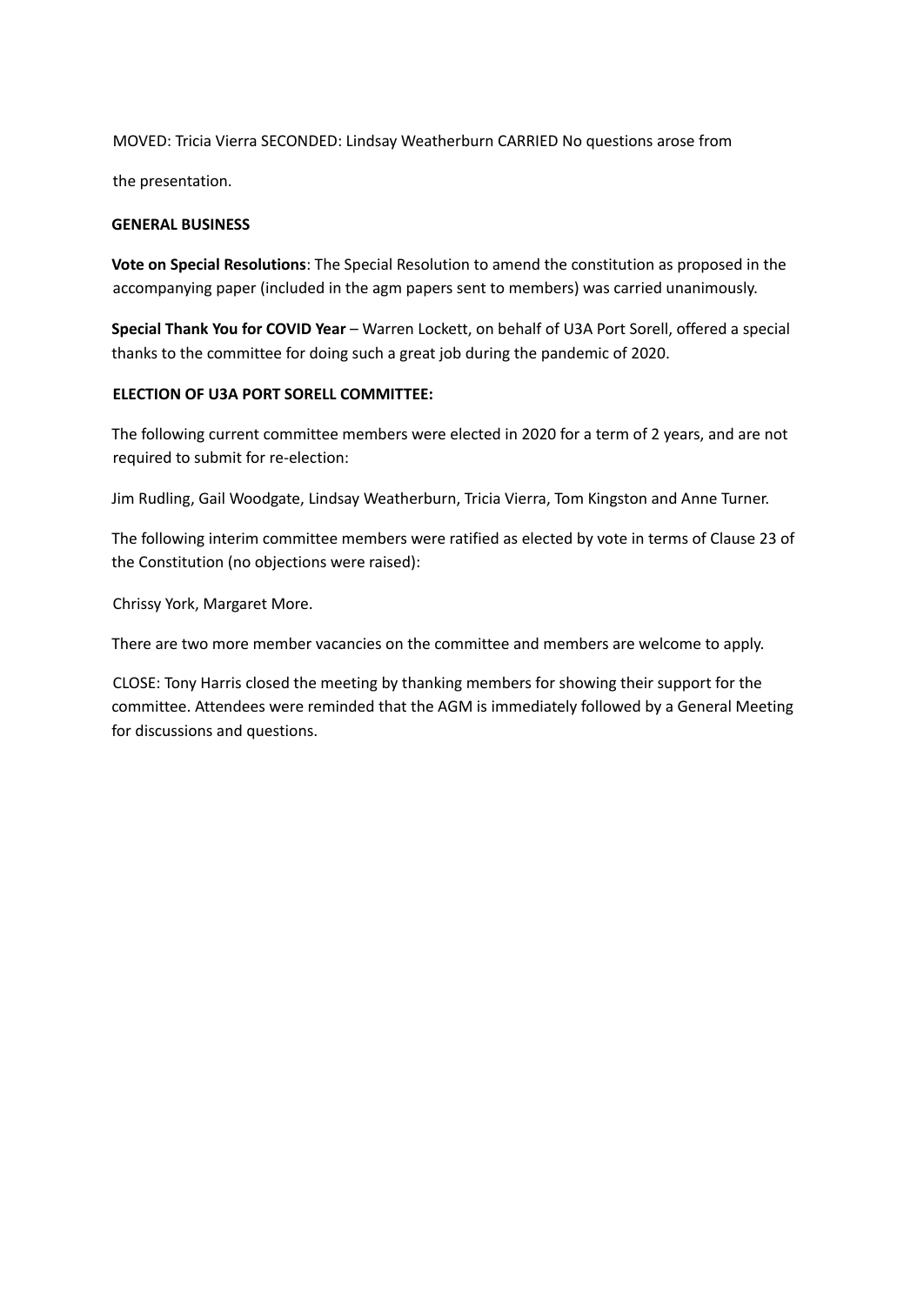MOVED: Tricia Vierra SECONDED: Lindsay Weatherburn CARRIED No questions arose from

the presentation.

**GENERAL BUSINESS**

**Vote on Special Resolutions**: The Special Resolution to amend the constitution as proposed in the accompanying paper (included in the agm papers sent to members) was carried unanimously.

**Special Thank You for COVID Year** – Warren Lockett, on behalf of U3A Port Sorell, offered a special thanks to the committee for doing such a great job during the pandemic of 2020.

**ELECTION OF U3A PORT SORELL COMMITTEE:**

The following current committee members were elected in 2020 for a term of 2 years, and are not required to submit for re-election:

Jim Rudling, Gail Woodgate, Lindsay Weatherburn, Tricia Vierra, Tom Kingston and Anne Turner.

The following interim committee members were ratified as elected by vote in terms of Clause 23 of the Constitution (no objections were raised):

Chrissy York, Margaret More.

There are two more member vacancies on the committee and members are welcome to apply.

CLOSE: Tony Harris closed the meeting by thanking members for showing their support for the committee. Attendees were reminded that the AGM is immediately followed by a General Meeting for discussions and questions.